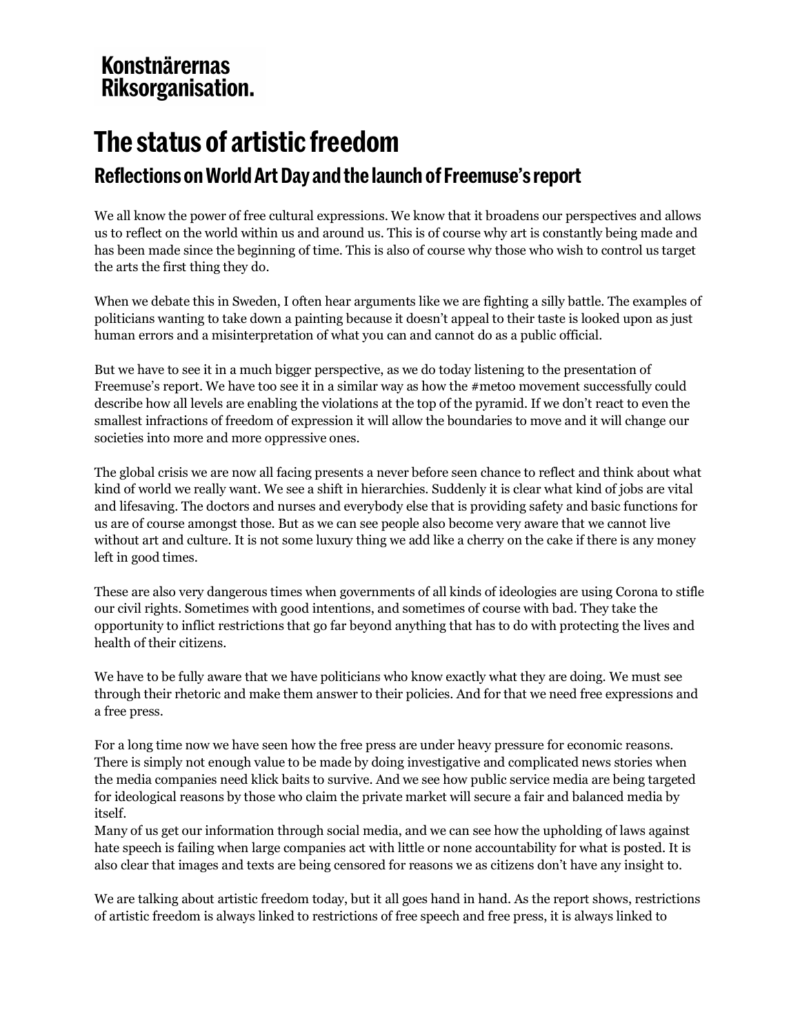Konstnärernas
Riksorganisation.

# The status of artistic freedom

## Reflections on World Art Day and the launch of Freemuse's report

We all know the power of free cultural expressions. We know that it broadens our perspectives and allows us to reflect on the world within us and around us. This is of course why art is constantly being made and has been made since the beginning of time. This is also of course why those who wish to control us target the arts the first thing they do.

When we debate this in Sweden, I often hear arguments like we are fighting a silly battle. The examples of politicians wanting to take down a painting because it doesn't appeal to their taste is looked upon as just human errors and a misinterpretation of what you can and cannot do as a public official.

But we have to see it in a much bigger perspective, as we do today listening to the presentation of Freemuse's report. We have too see it in a similar way as how the #metoo movement successfully could describe how all levels are enabling the violations at the top of the pyramid. If we don't react to even the smallest infractions of freedom of expression it will allow the boundaries to move and it will change our societies into more and more oppressive ones.

The global crisis we are now all facing presents a never before seen chance to reflect and think about what kind of world we really want. We see a shift in hierarchies. Suddenly it is clear what kind of jobs are vital and lifesaving. The doctors and nurses and everybody else that is providing safety and basic functions for us are of course amongst those. But as we can see people also become very aware that we cannot live without art and culture. It is not some luxury thing we add like a cherry on the cake if there is any money left in good times.

These are also very dangerous times when governments of all kinds of ideologies are using Corona to stifle our civil rights. Sometimes with good intentions, and sometimes of course with bad. They take the opportunity to inflict restrictions that go far beyond anything that has to do with protecting the lives and health of their citizens.

We have to be fully aware that we have politicians who know exactly what they are doing. We must see through their rhetoric and make them answer to their policies. And for that we need free expressions and a free press.

For a long time now we have seen how the free press are under heavy pressure for economic reasons. There is simply not enough value to be made by doing investigative and complicated news stories when the media companies need klick baits to survive. And we see how public service media are being targeted for ideological reasons by those who claim the private market will secure a fair and balanced media by itself.

Many of us get our information through social media, and we can see how the upholding of laws against hate speech is failing when large companies act with little or none accountability for what is posted. It is also clear that images and texts are being censored for reasons we as citizens don't have any insight to.

We are talking about artistic freedom today, but it all goes hand in hand. As the report shows, restrictions of artistic freedom is always linked to restrictions of free speech and free press, it is always linked to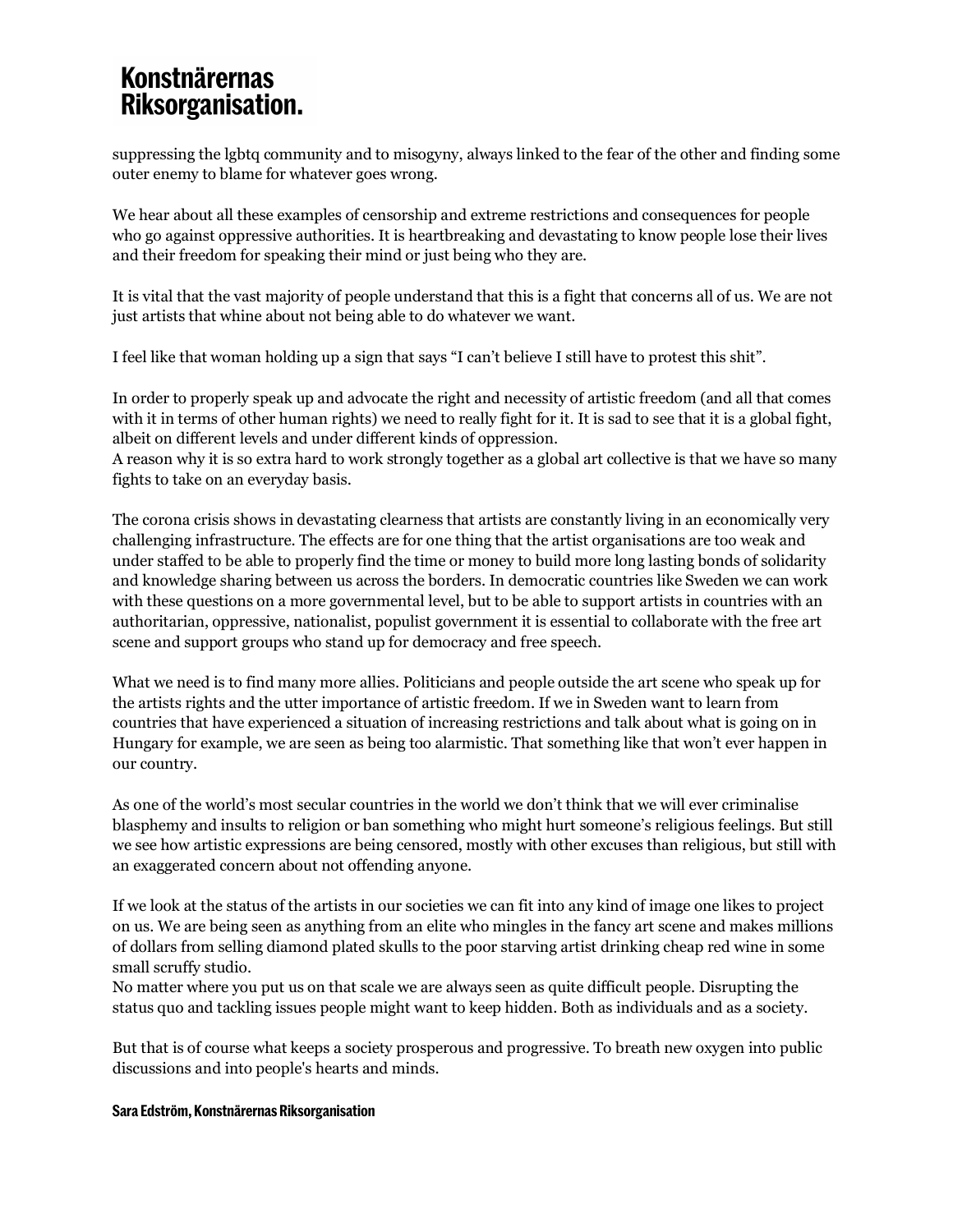suppressing the lgbtq community and to misogyny, always linked to the fear of the other and finding some outer enemy to blame for whatever goes wrong.

We hear about all these examples of censorship and extreme restrictions and consequences for people who go against oppressive authorities. It is heartbreaking and devastating to know people lose their lives and their freedom for speaking their mind or just being who they are.

It is vital that the vast majority of people understand that this is a fight that concerns all of us. We are not just artists that whine about not being able to do whatever we want.

I feel like that woman holding up a sign that says "I can't believe I still have to protest this shit".

In order to properly speak up and advocate the right and necessity of artistic freedom (and all that comes with it in terms of other human rights) we need to really fight for it. It is sad to see that it is a global fight, albeit on different levels and under different kinds of oppression.
A reason why it is so extra hard to work strongly together as a global art collective is that we have so many fights to take on an everyday basis.

The corona crisis shows in devastating clearness that artists are constantly living in an economically very challenging infrastructure. The effects are for one thing that the artist organisations are too weak and under staffed to be able to properly find the time or money to build more long lasting bonds of solidarity and knowledge sharing between us across the borders. In democratic countries like Sweden we can work with these questions on a more governmental level, but to be able to support artists in countries with an authoritarian, oppressive, nationalist, populist government it is essential to collaborate with the free art scene and support groups who stand up for democracy and free speech.

What we need is to find many more allies. Politicians and people outside the art scene who speak up for the artists rights and the utter importance of artistic freedom. If we in Sweden want to learn from countries that have experienced a situation of increasing restrictions and talk about what is going on in Hungary for example, we are seen as being too alarmistic. That something like that won't ever happen in our country.

As one of the world's most secular countries in the world we don't think that we will ever criminalise blasphemy and insults to religion or ban something who might hurt someone's religious feelings. But still we see how artistic expressions are being censored, mostly with other excuses than religious, but still with an exaggerated concern about not offending anyone.

If we look at the status of the artists in our societies we can fit into any kind of image one likes to project on us. We are being seen as anything from an elite who mingles in the fancy art scene and makes millions of dollars from selling diamond plated skulls to the poor starving artist drinking cheap red wine in some small scruffy studio.
No matter where you put us on that scale we are always seen as quite difficult people. Disrupting the status quo and tackling issues people might want to keep hidden. Both as individuals and as a society.

But that is of course what keeps a society prosperous and progressive. To breath new oxygen into public discussions and into people's hearts and minds.

**Sara Edström, Konstnärernas Riksorganisation**